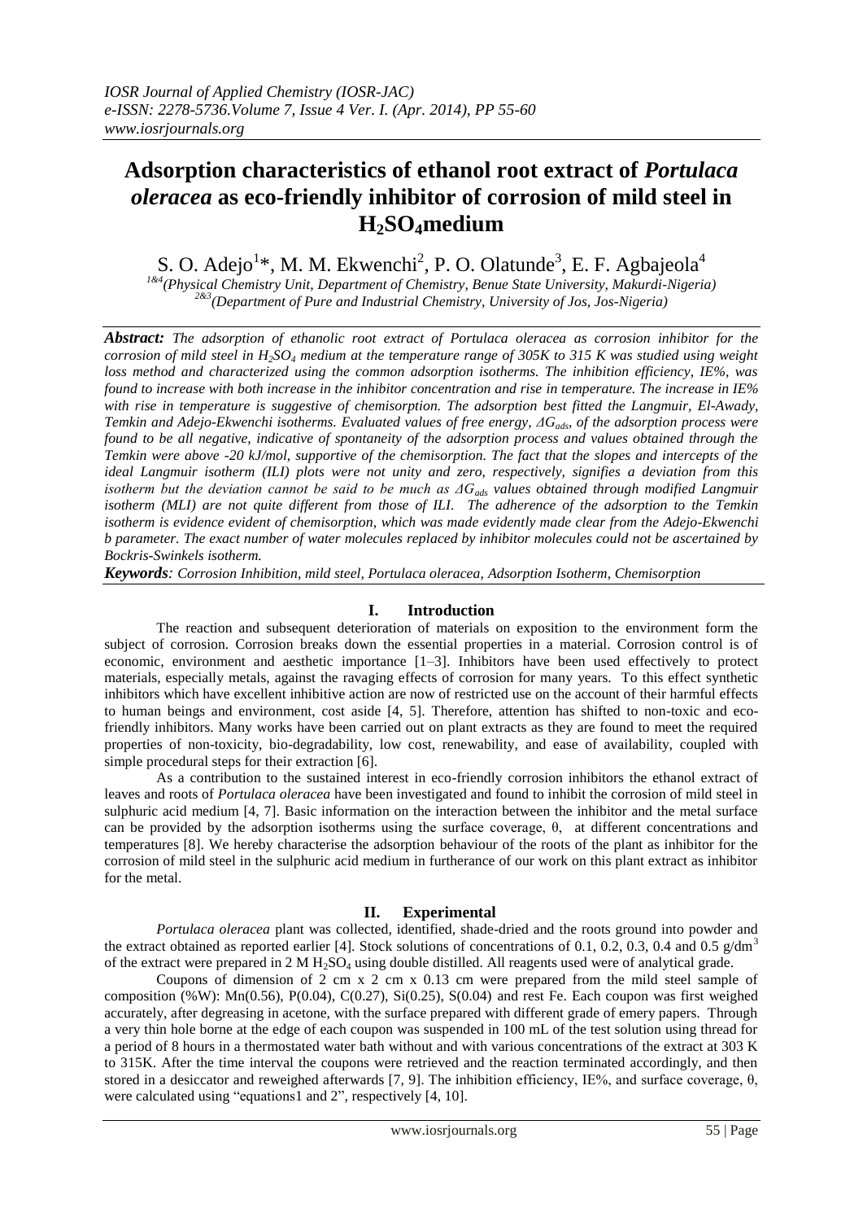# Adsorption characteristics of ethanol root extract of *Portulaca oleracea* as eco-friendly inhibitor of corrosion of mild steel in $H_2SO_4$medium

S. O. Adejo[1]*, M. M. Ekwenchi[2], P. O. Olatunde[3], E. F. Agbajeola[4]

[1&4](Physical Chemistry Unit, Department of Chemistry, Benue State University, Makurdi-Nigeria)
[2&3](Department of Pure and Industrial Chemistry, University of Jos, Jos-Nigeria)

***Abstract:*** *The adsorption of ethanolic root extract of Portulaca oleracea as corrosion inhibitor for the corrosion of mild steel in $H_2SO_4$ medium at the temperature range of 305K to 315 K was studied using weight loss method and characterized using the common adsorption isotherms. The inhibition efficiency, IE%, was found to increase with both increase in the inhibitor concentration and rise in temperature. The increase in IE% with rise in temperature is suggestive of chemisorption. The adsorption best fitted the Langmuir, El-Awady, Temkin and Adejo-Ekwenchi isotherms. Evaluated values of free energy, $\Delta G_{ads}$, of the adsorption process were found to be all negative, indicative of spontaneity of the adsorption process and values obtained through the Temkin were above -20 kJ/mol, supportive of the chemisorption. The fact that the slopes and intercepts of the ideal Langmuir isotherm (ILI) plots were not unity and zero, respectively, signifies a deviation from this isotherm but the deviation cannot be said to be much as $\Delta G_{ads}$ values obtained through modified Langmuir isotherm (MLI) are not quite different from those of ILI. The adherence of the adsorption to the Temkin isotherm is evidence evident of chemisorption, which was made evidently made clear from the Adejo-Ekwenchi b parameter. The exact number of water molecules replaced by inhibitor molecules could not be ascertained by Bockris-Swinkels isotherm.*

***Keywords****: Corrosion Inhibition, mild steel, Portulaca oleracea, Adsorption Isotherm, Chemisorption*

## I. Introduction

The reaction and subsequent deterioration of materials on exposition to the environment form the subject of corrosion. Corrosion breaks down the essential properties in a material. Corrosion control is of economic, environment and aesthetic importance [1–3]. Inhibitors have been used effectively to protect materials, especially metals, against the ravaging effects of corrosion for many years. To this effect synthetic inhibitors which have excellent inhibitive action are now of restricted use on the account of their harmful effects to human beings and environment, cost aside [4, 5]. Therefore, attention has shifted to non-toxic and eco-friendly inhibitors. Many works have been carried out on plant extracts as they are found to meet the required properties of non-toxicity, bio-degradability, low cost, renewability, and ease of availability, coupled with simple procedural steps for their extraction [6].

As a contribution to the sustained interest in eco-friendly corrosion inhibitors the ethanol extract of leaves and roots of *Portulaca oleracea* have been investigated and found to inhibit the corrosion of mild steel in sulphuric acid medium [4, 7]. Basic information on the interaction between the inhibitor and the metal surface can be provided by the adsorption isotherms using the surface coverage, θ, at different concentrations and temperatures [8]. We hereby characterise the adsorption behaviour of the roots of the plant as inhibitor for the corrosion of mild steel in the sulphuric acid medium in furtherance of our work on this plant extract as inhibitor for the metal.

## II. Experimental

*Portulaca oleracea* plant was collected, identified, shade-dried and the roots ground into powder and the extract obtained as reported earlier [4]. Stock solutions of concentrations of 0.1, 0.2, 0.3, 0.4 and 0.5 g/dm$^3$ of the extract were prepared in 2 M $H_2SO_4$ using double distilled. All reagents used were of analytical grade.

Coupons of dimension of 2 cm x 2 cm x 0.13 cm were prepared from the mild steel sample of composition (%W): Mn(0.56), P(0.04), C(0.27), Si(0.25), S(0.04) and rest Fe. Each coupon was first weighed accurately, after degreasing in acetone, with the surface prepared with different grade of emery papers. Through a very thin hole borne at the edge of each coupon was suspended in 100 mL of the test solution using thread for a period of 8 hours in a thermostated water bath without and with various concentrations of the extract at 303 K to 315K. After the time interval the coupons were retrieved and the reaction terminated accordingly, and then stored in a desiccator and reweighed afterwards [7, 9]. The inhibition efficiency, IE%, and surface coverage, θ, were calculated using "equations1 and 2", respectively [4, 10].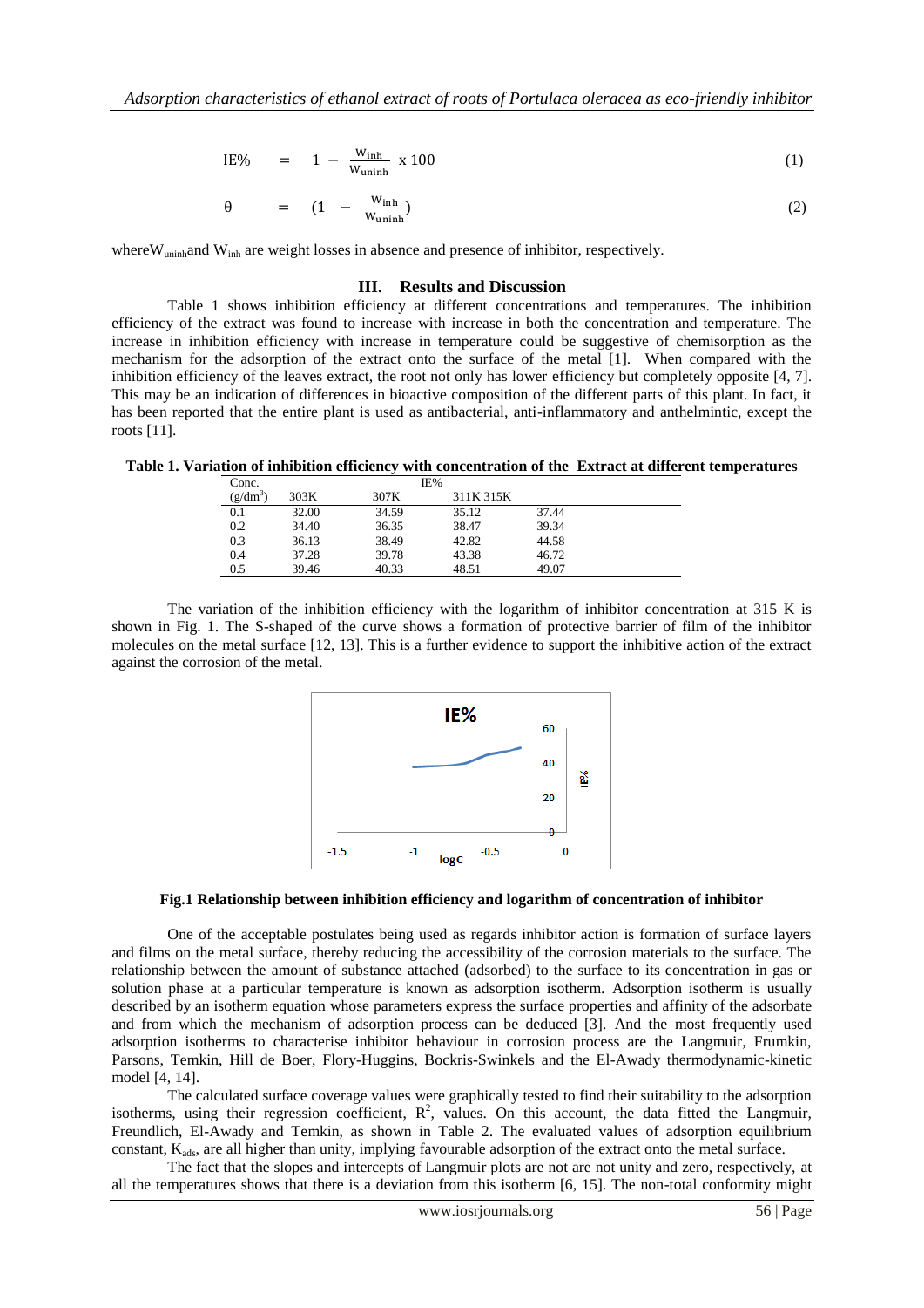$$\text{IE\%} = 1 - \frac{W_{inh}}{W_{uninh}} \times 100 \quad (1)$$

$$\theta = \left(1 - \frac{W_{inh}}{W_{uninh}}\right) \quad (2)$$

where $W_{uninh}$ and $W_{inh}$ are weight losses in absence and presence of inhibitor, respectively.

## III. Results and Discussion

Table 1 shows inhibition efficiency at different concentrations and temperatures. The inhibition efficiency of the extract was found to increase with increase in both the concentration and temperature. The increase in inhibition efficiency with increase in temperature could be suggestive of chemisorption as the mechanism for the adsorption of the extract onto the surface of the metal [1]. When compared with the inhibition efficiency of the leaves extract, the root not only has lower efficiency but completely opposite [4, 7]. This may be an indication of differences in bioactive composition of the different parts of this plant. In fact, it has been reported that the entire plant is used as antibacterial, anti-inflammatory and anthelmintic, except the roots [11].

**Table 1. Variation of inhibition efficiency with concentration of the Extract at different temperatures**

| Conc. ($g/dm^3$) | IE% 303K | 307K | 311K | 315K |
|---|---|---|---|---|
| 0.1 | 32.00 | 34.59 | 35.12 | 37.44 |
| 0.2 | 34.40 | 36.35 | 38.47 | 39.34 |
| 0.3 | 36.13 | 38.49 | 42.82 | 44.58 |
| 0.4 | 37.28 | 39.78 | 43.38 | 46.72 |
| 0.5 | 39.46 | 40.33 | 48.51 | 49.07 |

The variation of the inhibition efficiency with the logarithm of inhibitor concentration at 315 K is shown in Fig. 1. The S-shaped of the curve shows a formation of protective barrier of film of the inhibitor molecules on the metal surface [12, 13]. This is a further evidence to support the inhibitive action of the extract against the corrosion of the metal.

**Fig.1 Relationship between inhibition efficiency and logarithm of concentration of inhibitor**

One of the acceptable postulates being used as regards inhibitor action is formation of surface layers and films on the metal surface, thereby reducing the accessibility of the corrosion materials to the surface. The relationship between the amount of substance attached (adsorbed) to the surface to its concentration in gas or solution phase at a particular temperature is known as adsorption isotherm. Adsorption isotherm is usually described by an isotherm equation whose parameters express the surface properties and affinity of the adsorbate and from which the mechanism of adsorption process can be deduced [3]. And the most frequently used adsorption isotherms to characterise inhibitor behaviour in corrosion process are the Langmuir, Frumkin, Parsons, Temkin, Hill de Boer, Flory-Huggins, Bockris-Swinkels and the El-Awady thermodynamic-kinetic model [4, 14].

The calculated surface coverage values were graphically tested to find their suitability to the adsorption isotherms, using their regression coefficient, $R^2$, values. On this account, the data fitted the Langmuir, Freundlich, El-Awady and Temkin, as shown in Table 2. The evaluated values of adsorption equilibrium constant, $K_{ads}$, are all higher than unity, implying favourable adsorption of the extract onto the metal surface.

The fact that the slopes and intercepts of Langmuir plots are not are not unity and zero, respectively, at all the temperatures shows that there is a deviation from this isotherm [6, 15]. The non-total conformity might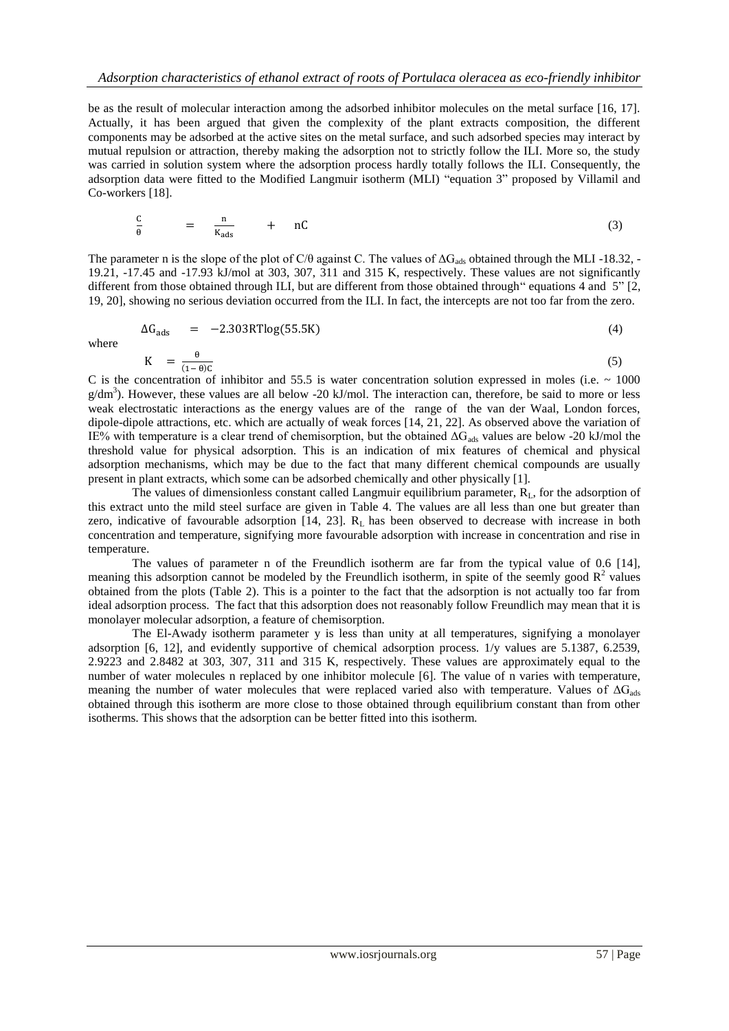be as the result of molecular interaction among the adsorbed inhibitor molecules on the metal surface [16, 17]. Actually, it has been argued that given the complexity of the plant extracts composition, the different components may be adsorbed at the active sites on the metal surface, and such adsorbed species may interact by mutual repulsion or attraction, thereby making the adsorption not to strictly follow the ILI. More so, the study was carried in solution system where the adsorption process hardly totally follows the ILI. Consequently, the adsorption data were fitted to the Modified Langmuir isotherm (MLI) "equation 3" proposed by Villamil and Co-workers [18].

$$\frac{C}{\theta} = \frac{n}{K_{ads}} + nC \tag{3}$$

The parameter n is the slope of the plot of C/θ against C. The values of $\Delta G_{ads}$ obtained through the MLI -18.32, -19.21, -17.45 and -17.93 kJ/mol at 303, 307, 311 and 315 K, respectively. These values are not significantly different from those obtained through ILI, but are different from those obtained through" equations 4 and 5" [2, 19, 20], showing no serious deviation occurred from the ILI. In fact, the intercepts are not too far from the zero.

$$\Delta G_{ads} = -2.303RT\log(55.5K) \tag{4}$$

where

$$K = \frac{\theta}{(1-\theta)C} \tag{5}$$

C is the concentration of inhibitor and 55.5 is water concentration solution expressed in moles (i.e. ~ 1000 $g/dm^3$). However, these values are all below -20 kJ/mol. The interaction can, therefore, be said to more or less weak electrostatic interactions as the energy values are of the range of the van der Waal, London forces, dipole-dipole attractions, etc. which are actually of weak forces [14, 21, 22]. As observed above the variation of IE% with temperature is a clear trend of chemisorption, but the obtained $\Delta G_{ads}$ values are below -20 kJ/mol the threshold value for physical adsorption. This is an indication of mix features of chemical and physical adsorption mechanisms, which may be due to the fact that many different chemical compounds are usually present in plant extracts, which some can be adsorbed chemically and other physically [1].

The values of dimensionless constant called Langmuir equilibrium parameter, $R_L$, for the adsorption of this extract unto the mild steel surface are given in Table 4. The values are all less than one but greater than zero, indicative of favourable adsorption [14, 23]. $R_L$ has been observed to decrease with increase in both concentration and temperature, signifying more favourable adsorption with increase in concentration and rise in temperature.

The values of parameter n of the Freundlich isotherm are far from the typical value of 0.6 [14], meaning this adsorption cannot be modeled by the Freundlich isotherm, in spite of the seemly good $R^2$ values obtained from the plots (Table 2). This is a pointer to the fact that the adsorption is not actually too far from ideal adsorption process. The fact that this adsorption does not reasonably follow Freundlich may mean that it is monolayer molecular adsorption, a feature of chemisorption.

The El-Awady isotherm parameter y is less than unity at all temperatures, signifying a monolayer adsorption [6, 12], and evidently supportive of chemical adsorption process. 1/y values are 5.1387, 6.2539, 2.9223 and 2.8482 at 303, 307, 311 and 315 K, respectively. These values are approximately equal to the number of water molecules n replaced by one inhibitor molecule [6]. The value of n varies with temperature, meaning the number of water molecules that were replaced varied also with temperature. Values of $\Delta G_{ads}$ obtained through this isotherm are more close to those obtained through equilibrium constant than from other isotherms. This shows that the adsorption can be better fitted into this isotherm.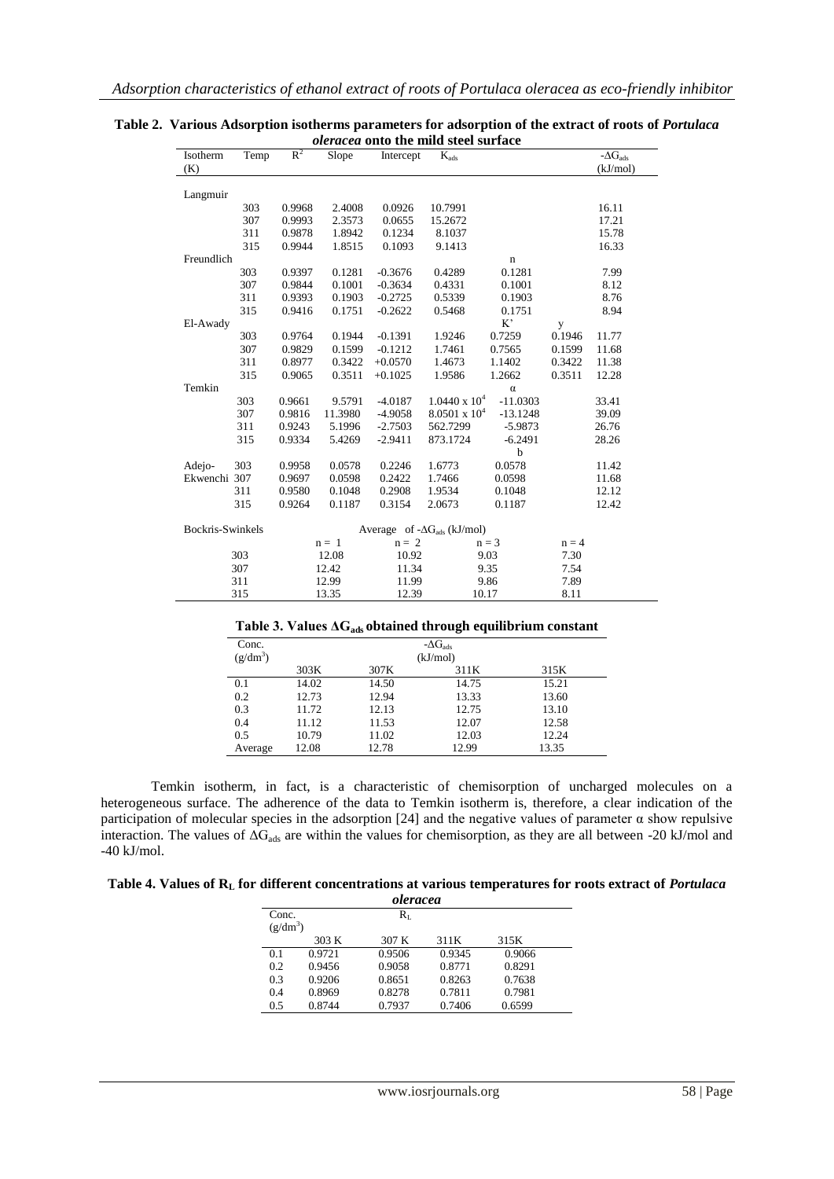**Table 2. Various Adsorption isotherms parameters for adsorption of the extract of roots of *Portulaca oleracea* onto the mild steel surface**

| Isotherm | Temp (K) | $R^2$ | Slope | Intercept | $K_{ads}$ | | | $-\Delta G_{ads}$ (kJ/mol) |
|---|---|---|---|---|---|---|---|---|
| Langmuir | | | | | | | | |
| | 303 | 0.9968 | 2.4008 | 0.0926 | 10.7991 | | | 16.11 |
| | 307 | 0.9993 | 2.3573 | 0.0655 | 15.2672 | | | 17.21 |
| | 311 | 0.9878 | 1.8942 | 0.1234 | 8.1037 | | | 15.78 |
| | 315 | 0.9944 | 1.8515 | 0.1093 | 9.1413 | | | 16.33 |
| Freundlich | | | | | | n | | |
| | 303 | 0.9397 | 0.1281 | -0.3676 | 0.4289 | 0.1281 | | 7.99 |
| | 307 | 0.9844 | 0.1001 | -0.3634 | 0.4331 | 0.1001 | | 8.12 |
| | 311 | 0.9393 | 0.1903 | -0.2725 | 0.5339 | 0.1903 | | 8.76 |
| | 315 | 0.9416 | 0.1751 | -0.2622 | 0.5468 | 0.1751 | | 8.94 |
| El-Awady | | | | | | K' | y | |
| | 303 | 0.9764 | 0.1944 | -0.1391 | 1.9246 | 0.7259 | 0.1946 | 11.77 |
| | 307 | 0.9829 | 0.1599 | -0.1212 | 1.7461 | 0.7565 | 0.1599 | 11.68 |
| | 311 | 0.8977 | 0.3422 | +0.0570 | 1.4673 | 1.1402 | 0.3422 | 11.38 |
| | 315 | 0.9065 | 0.3511 | +0.1025 | 1.9586 | 1.2662 | 0.3511 | 12.28 |
| Temkin | | | | | | α | | |
| | 303 | 0.9661 | 9.5791 | -4.0187 | $1.0440 \times 10^4$ | -11.0303 | | 33.41 |
| | 307 | 0.9816 | 11.3980 | -4.9058 | $8.0501 \times 10^4$ | -13.1248 | | 39.09 |
| | 311 | 0.9243 | 5.1996 | -2.7503 | 562.7299 | -5.9873 | | 26.76 |
| | 315 | 0.9334 | 5.4269 | -2.9411 | 873.1724 | -6.2491 | | 28.26 |
| | | | | | | b | | |
| Adejo-Ekwenchi | 303 | 0.9958 | 0.0578 | 0.2246 | 1.6773 | 0.0578 | | 11.42 |
| | 307 | 0.9697 | 0.0598 | 0.2422 | 1.7466 | 0.0598 | | 11.68 |
| | 311 | 0.9580 | 0.1048 | 0.2908 | 1.9534 | 0.1048 | | 12.12 |
| | 315 | 0.9264 | 0.1187 | 0.3154 | 2.0673 | 0.1187 | | 12.42 |

| Bockris-Swinkels | Average of $-\Delta G_{ads}$ (kJ/mol) | | | |
|---|---|---|---|---|
| | n = 1 | n = 2 | n = 3 | n = 4 |
| 303 | 12.08 | 10.92 | 9.03 | 7.30 |
| 307 | 12.42 | 11.34 | 9.35 | 7.54 |
| 311 | 12.99 | 11.99 | 9.86 | 7.89 |
| 315 | 13.35 | 12.39 | 10.17 | 8.11 |

**Table 3. Values $\Delta G_{ads}$ obtained through equilibrium constant**

| Conc. ($g/dm^3$) | $-\Delta G_{ads}$ (kJ/mol) | | | |
|---|---|---|---|---|
| | 303K | 307K | 311K | 315K |
| 0.1 | 14.02 | 14.50 | 14.75 | 15.21 |
| 0.2 | 12.73 | 12.94 | 13.33 | 13.60 |
| 0.3 | 11.72 | 12.13 | 12.75 | 13.10 |
| 0.4 | 11.12 | 11.53 | 12.07 | 12.58 |
| 0.5 | 10.79 | 11.02 | 12.03 | 12.24 |
| Average | 12.08 | 12.78 | 12.99 | 13.35 |

Temkin isotherm, in fact, is a characteristic of chemisorption of uncharged molecules on a heterogeneous surface. The adherence of the data to Temkin isotherm is, therefore, a clear indication of the participation of molecular species in the adsorption [24] and the negative values of parameter α show repulsive interaction. The values of $\Delta G_{ads}$ are within the values for chemisorption, as they are all between -20 kJ/mol and -40 kJ/mol.

**Table 4. Values of $R_L$ for different concentrations at various temperatures for roots extract of *Portulaca oleracea***

| Conc. ($g/dm^3$) | $R_L$ | | | |
|---|---|---|---|---|
| | 303 K | 307 K | 311K | 315K |
| 0.1 | 0.9721 | 0.9506 | 0.9345 | 0.9066 |
| 0.2 | 0.9456 | 0.9058 | 0.8771 | 0.8291 |
| 0.3 | 0.9206 | 0.8651 | 0.8263 | 0.7638 |
| 0.4 | 0.8969 | 0.8278 | 0.7811 | 0.7981 |
| 0.5 | 0.8744 | 0.7937 | 0.7406 | 0.6599 |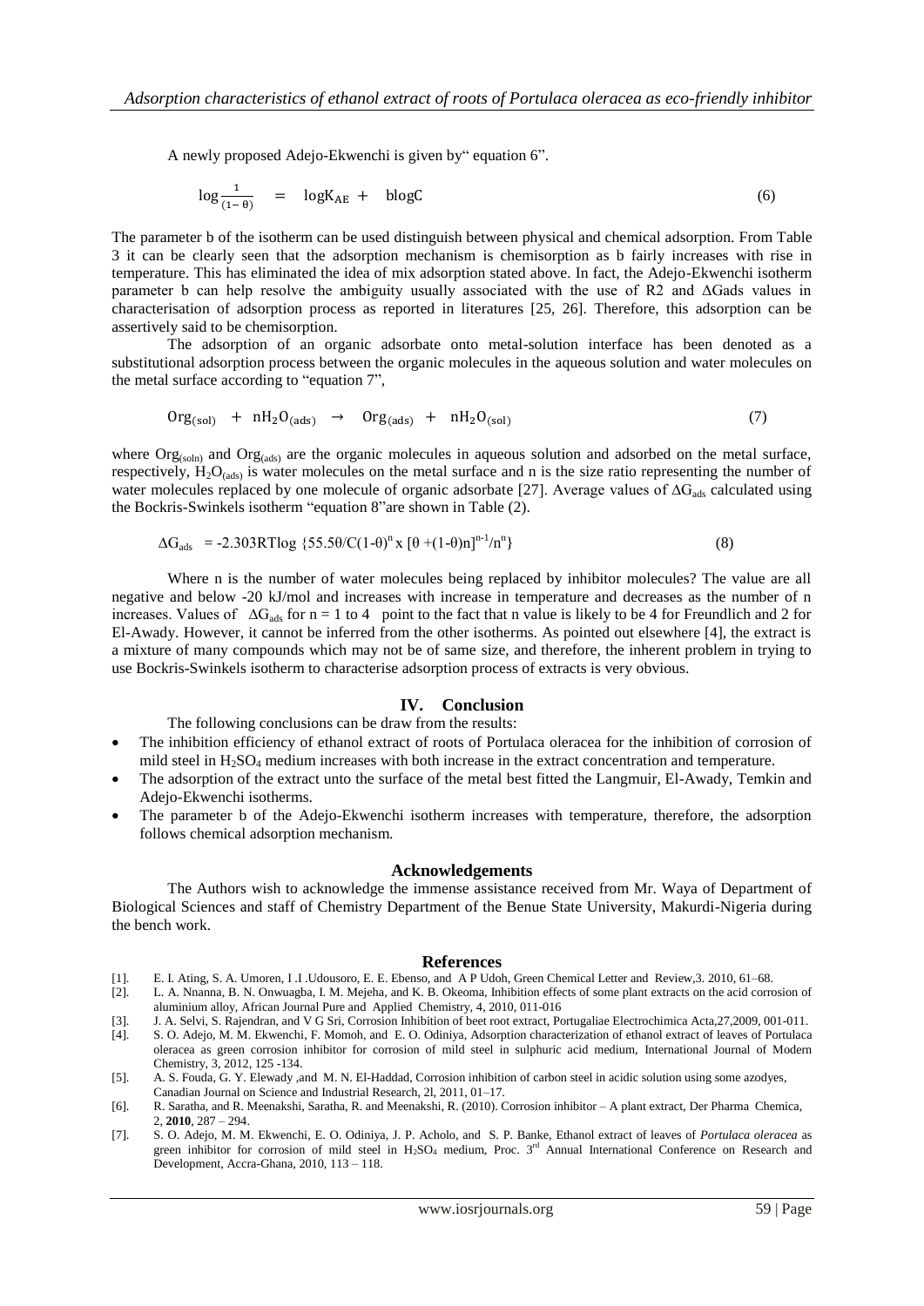A newly proposed Adejo-Ekwenchi is given by" equation 6".

$$\log\frac{1}{(1-\theta)} = \log K_{AE} + b\log C \tag{6}$$

The parameter b of the isotherm can be used distinguish between physical and chemical adsorption. From Table 3 it can be clearly seen that the adsorption mechanism is chemisorption as b fairly increases with rise in temperature. This has eliminated the idea of mix adsorption stated above. In fact, the Adejo-Ekwenchi isotherm parameter b can help resolve the ambiguity usually associated with the use of R2 and ΔGads values in characterisation of adsorption process as reported in literatures [25, 26]. Therefore, this adsorption can be assertively said to be chemisorption.

The adsorption of an organic adsorbate onto metal-solution interface has been denoted as a substitutional adsorption process between the organic molecules in the aqueous solution and water molecules on the metal surface according to "equation 7",

$$Org_{(sol)} + nH_2O_{(ads)} \rightarrow Org_{(ads)} + nH_2O_{(sol)} \tag{7}$$

where $Org_{(soln)}$ and $Org_{(ads)}$ are the organic molecules in aqueous solution and adsorbed on the metal surface, respectively, $H_2O_{(ads)}$ is water molecules on the metal surface and n is the size ratio representing the number of water molecules replaced by one molecule of organic adsorbate [27]. Average values of $\Delta G_{ads}$ calculated using the Bockris-Swinkels isotherm "equation 8"are shown in Table (2).

$$\Delta G_{ads} = -2.303RT\log \{55.5\theta/C(1-\theta)^n \times [\theta + (1-\theta)n]^{n-1}/n^n\} \tag{8}$$

Where n is the number of water molecules being replaced by inhibitor molecules? The value are all negative and below -20 kJ/mol and increases with increase in temperature and decreases as the number of n increases. Values of $\Delta G_{ads}$ for n = 1 to 4 point to the fact that n value is likely to be 4 for Freundlich and 2 for El-Awady. However, it cannot be inferred from the other isotherms. As pointed out elsewhere [4], the extract is a mixture of many compounds which may not be of same size, and therefore, the inherent problem in trying to use Bockris-Swinkels isotherm to characterise adsorption process of extracts is very obvious.

## IV. Conclusion

The following conclusions can be draw from the results:

- The inhibition efficiency of ethanol extract of roots of Portulaca oleracea for the inhibition of corrosion of mild steel in $H_2SO_4$ medium increases with both increase in the extract concentration and temperature.
- The adsorption of the extract unto the surface of the metal best fitted the Langmuir, El-Awady, Temkin and Adejo-Ekwenchi isotherms.
- The parameter b of the Adejo-Ekwenchi isotherm increases with temperature, therefore, the adsorption follows chemical adsorption mechanism.

## Acknowledgements

The Authors wish to acknowledge the immense assistance received from Mr. Waya of Department of Biological Sciences and staff of Chemistry Department of the Benue State University, Makurdi-Nigeria during the bench work.

## References

[1]. E. I. Ating, S. A. Umoren, I .I .Udousoro, E. E. Ebenso, and A P Udoh, Green Chemical Letter and Review,3. 2010, 61–68.

[2]. L. A. Nnanna, B. N. Onwuagba, I. M. Mejeha, and K. B. Okeoma, Inhibition effects of some plant extracts on the acid corrosion of aluminium alloy, African Journal Pure and Applied Chemistry, 4, 2010, 011-016

[3]. J. A. Selvi, S. Rajendran, and V G Sri, Corrosion Inhibition of beet root extract, Portugaliae Electrochimica Acta,27,2009, 001-011.

[4]. S. O. Adejo, M. M. Ekwenchi, F. Momoh, and E. O. Odiniya, Adsorption characterization of ethanol extract of leaves of Portulaca oleracea as green corrosion inhibitor for corrosion of mild steel in sulphuric acid medium, International Journal of Modern Chemistry, 3, 2012, 125 -134.

[5]. A. S. Fouda, G. Y. Elewady ,and M. N. El-Haddad, Corrosion inhibition of carbon steel in acidic solution using some azodyes, Canadian Journal on Science and Industrial Research, 2l, 2011, 01–17.

[6]. R. Saratha, and R. Meenakshi, Saratha, R. and Meenakshi, R. (2010). Corrosion inhibitor – A plant extract, Der Pharma Chemica, 2, **2010**, 287 – 294.

[7]. S. O. Adejo, M. M. Ekwenchi, E. O. Odiniya, J. P. Acholo, and S. P. Banke, Ethanol extract of leaves of *Portulaca oleracea* as green inhibitor for corrosion of mild steel in $H_2SO_4$ medium, Proc. 3rd Annual International Conference on Research and Development, Accra-Ghana, 2010, 113 – 118.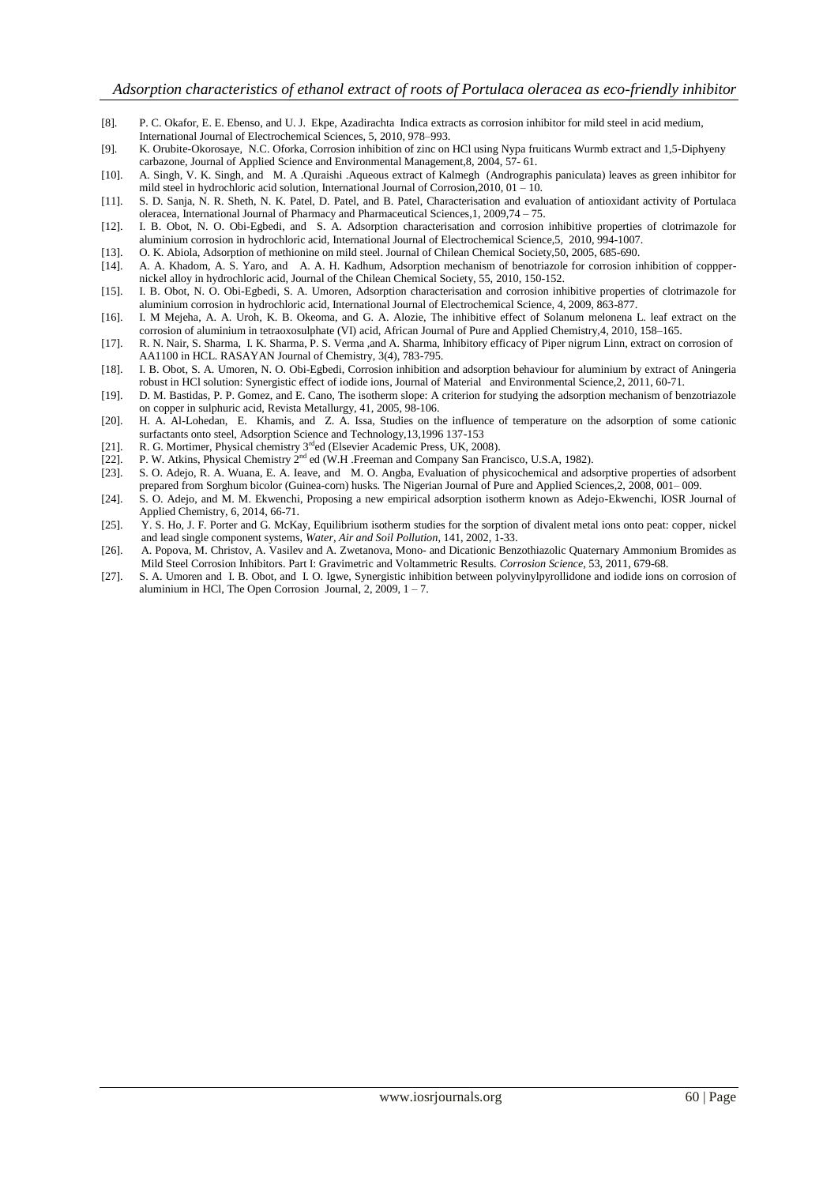[8]. P. C. Okafor, E. E. Ebenso, and U. J. Ekpe, Azadirachta Indica extracts as corrosion inhibitor for mild steel in acid medium, International Journal of Electrochemical Sciences, 5, 2010, 978–993.

[9]. K. Orubite-Okorosaye, N.C. Oforka, Corrosion inhibition of zinc on HCl using Nypa fruiticans Wurmb extract and 1,5-Diphyeny carbazone, Journal of Applied Science and Environmental Management,8, 2004, 57- 61.

[10]. A. Singh, V. K. Singh, and M. A .Quraishi .Aqueous extract of Kalmegh (Andrographis paniculata) leaves as green inhibitor for mild steel in hydrochloric acid solution, International Journal of Corrosion,2010, 01 – 10.

[11]. S. D. Sanja, N. R. Sheth, N. K. Patel, D. Patel, and B. Patel, Characterisation and evaluation of antioxidant activity of Portulaca oleracea, International Journal of Pharmacy and Pharmaceutical Sciences,1, 2009,74 – 75.

[12]. I. B. Obot, N. O. Obi-Egbedi, and S. A. Adsorption characterisation and corrosion inhibitive properties of clotrimazole for aluminium corrosion in hydrochloric acid, International Journal of Electrochemical Science,5, 2010, 994-1007.

[13]. O. K. Abiola, Adsorption of methionine on mild steel. Journal of Chilean Chemical Society,50, 2005, 685-690.

[14]. A. A. Khadom, A. S. Yaro, and A. A. H. Kadhum, Adsorption mechanism of benotriazole for corrosion inhibition of coppper-nickel alloy in hydrochloric acid, Journal of the Chilean Chemical Society, 55, 2010, 150-152.

[15]. I. B. Obot, N. O. Obi-Egbedi, S. A. Umoren, Adsorption characterisation and corrosion inhibitive properties of clotrimazole for aluminium corrosion in hydrochloric acid, International Journal of Electrochemical Science, 4, 2009, 863-877.

[16]. I. M Mejeha, A. A. Uroh, K. B. Okeoma, and G. A. Alozie, The inhibitive effect of Solanum melonena L. leaf extract on the corrosion of aluminium in tetraoxosulphate (VI) acid, African Journal of Pure and Applied Chemistry,4, 2010, 158–165.

[17]. R. N. Nair, S. Sharma, I. K. Sharma, P. S. Verma ,and A. Sharma, Inhibitory efficacy of Piper nigrum Linn, extract on corrosion of AA1100 in HCL. RASAYAN Journal of Chemistry, 3(4), 783-795.

[18]. I. B. Obot, S. A. Umoren, N. O. Obi-Egbedi, Corrosion inhibition and adsorption behaviour for aluminium by extract of Aningeria robust in HCl solution: Synergistic effect of iodide ions, Journal of Material and Environmental Science,2, 2011, 60-71.

[19]. D. M. Bastidas, P. P. Gomez, and E. Cano, The isotherm slope: A criterion for studying the adsorption mechanism of benzotriazole on copper in sulphuric acid, Revista Metallurgy, 41, 2005, 98-106.

[20]. H. A. Al-Lohedan, E. Khamis, and Z. A. Issa, Studies on the influence of temperature on the adsorption of some cationic surfactants onto steel, Adsorption Science and Technology,13,1996 137-153

[21]. R. G. Mortimer, Physical chemistry 3rded (Elsevier Academic Press, UK, 2008).

[22]. P. W. Atkins, Physical Chemistry 2nd ed (W.H .Freeman and Company San Francisco, U.S.A, 1982).

[23]. S. O. Adejo, R. A. Wuana, E. A. Ieave, and M. O. Angba, Evaluation of physicochemical and adsorptive properties of adsorbent prepared from Sorghum bicolor (Guinea-corn) husks. The Nigerian Journal of Pure and Applied Sciences,2, 2008, 001– 009.

[24]. S. O. Adejo, and M. M. Ekwenchi, Proposing a new empirical adsorption isotherm known as Adejo-Ekwenchi, IOSR Journal of Applied Chemistry, 6, 2014, 66-71.

[25]. Y. S. Ho, J. F. Porter and G. McKay, Equilibrium isotherm studies for the sorption of divalent metal ions onto peat: copper, nickel and lead single component systems, *Water, Air and Soil Pollution*, 141, 2002, 1-33.

[26]. A. Popova, M. Christov, A. Vasilev and A. Zwetanova, Mono- and Dicationic Benzothiazolic Quaternary Ammonium Bromides as Mild Steel Corrosion Inhibitors. Part I: Gravimetric and Voltammetric Results. *Corrosion Science*, 53, 2011, 679-68.

[27]. S. A. Umoren and I. B. Obot, and I. O. Igwe, Synergistic inhibition between polyvinylpyrollidone and iodide ions on corrosion of aluminium in HCl, The Open Corrosion Journal, 2, 2009, 1 – 7.